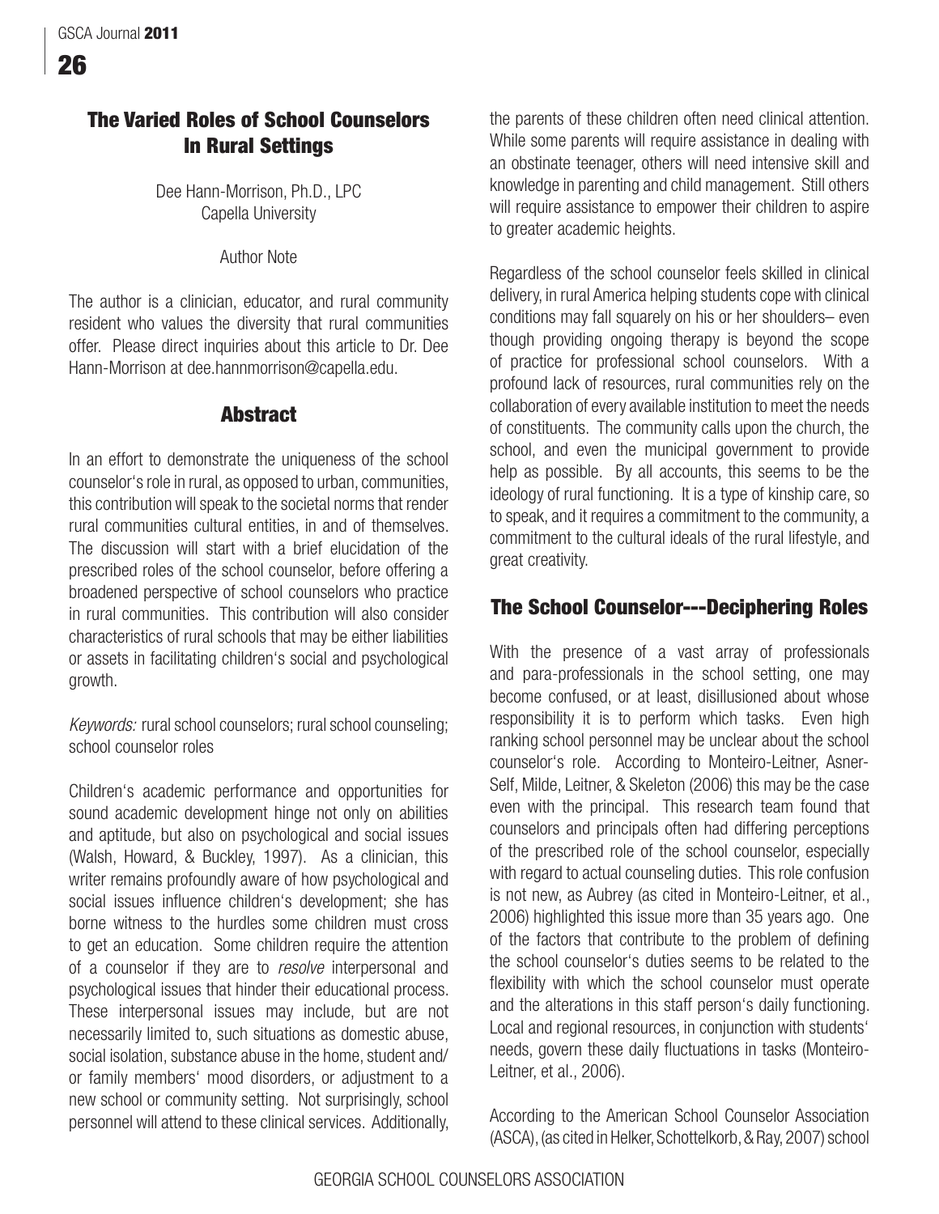# The Varied Roles of School Counselors In Rural Settings

Dee Hann-Morrison, Ph.D., LPC
Capella University

Author Note

The author is a clinician, educator, and rural community resident who values the diversity that rural communities offer. Please direct inquiries about this article to Dr. Dee Hann-Morrison at dee.hannmorrison@capella.edu.

## Abstract

In an effort to demonstrate the uniqueness of the school counselor's role in rural, as opposed to urban, communities, this contribution will speak to the societal norms that render rural communities cultural entities, in and of themselves. The discussion will start with a brief elucidation of the prescribed roles of the school counselor, before offering a broadened perspective of school counselors who practice in rural communities. This contribution will also consider characteristics of rural schools that may be either liabilities or assets in facilitating children's social and psychological growth.

*Keywords:* rural school counselors; rural school counseling; school counselor roles

Children's academic performance and opportunities for sound academic development hinge not only on abilities and aptitude, but also on psychological and social issues (Walsh, Howard, & Buckley, 1997). As a clinician, this writer remains profoundly aware of how psychological and social issues influence children's development; she has borne witness to the hurdles some children must cross to get an education. Some children require the attention of a counselor if they are to *resolve* interpersonal and psychological issues that hinder their educational process. These interpersonal issues may include, but are not necessarily limited to, such situations as domestic abuse, social isolation, substance abuse in the home, student and/or family members' mood disorders, or adjustment to a new school or community setting. Not surprisingly, school personnel will attend to these clinical services. Additionally, the parents of these children often need clinical attention. While some parents will require assistance in dealing with an obstinate teenager, others will need intensive skill and knowledge in parenting and child management. Still others will require assistance to empower their children to aspire to greater academic heights.

Regardless of the school counselor feels skilled in clinical delivery, in rural America helping students cope with clinical conditions may fall squarely on his or her shoulders– even though providing ongoing therapy is beyond the scope of practice for professional school counselors. With a profound lack of resources, rural communities rely on the collaboration of every available institution to meet the needs of constituents. The community calls upon the church, the school, and even the municipal government to provide help as possible. By all accounts, this seems to be the ideology of rural functioning. It is a type of kinship care, so to speak, and it requires a commitment to the community, a commitment to the cultural ideals of the rural lifestyle, and great creativity.

## The School Counselor---Deciphering Roles

With the presence of a vast array of professionals and para-professionals in the school setting, one may become confused, or at least, disillusioned about whose responsibility it is to perform which tasks. Even high ranking school personnel may be unclear about the school counselor's role. According to Monteiro-Leitner, Asner-Self, Milde, Leitner, & Skeleton (2006) this may be the case even with the principal. This research team found that counselors and principals often had differing perceptions of the prescribed role of the school counselor, especially with regard to actual counseling duties. This role confusion is not new, as Aubrey (as cited in Monteiro-Leitner, et al., 2006) highlighted this issue more than 35 years ago. One of the factors that contribute to the problem of defining the school counselor's duties seems to be related to the flexibility with which the school counselor must operate and the alterations in this staff person's daily functioning. Local and regional resources, in conjunction with students' needs, govern these daily fluctuations in tasks (Monteiro-Leitner, et al., 2006).

According to the American School Counselor Association (ASCA), (as cited in Helker, Schottelkorb, & Ray, 2007) school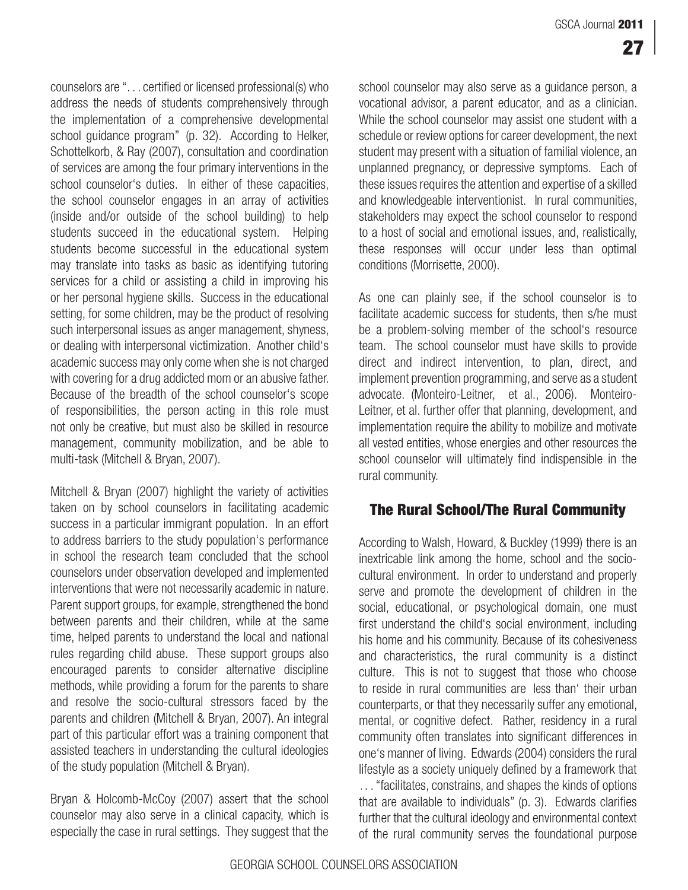counselors are "... certified or licensed professional(s) who address the needs of students comprehensively through the implementation of a comprehensive developmental school guidance program" (p. 32). According to Helker, Schottelkorb, & Ray (2007), consultation and coordination of services are among the four primary interventions in the school counselor's duties. In either of these capacities, the school counselor engages in an array of activities (inside and/or outside of the school building) to help students succeed in the educational system. Helping students become successful in the educational system may translate into tasks as basic as identifying tutoring services for a child or assisting a child in improving his or her personal hygiene skills. Success in the educational setting, for some children, may be the product of resolving such interpersonal issues as anger management, shyness, or dealing with interpersonal victimization. Another child's academic success may only come when she is not charged with covering for a drug addicted mom or an abusive father. Because of the breadth of the school counselor's scope of responsibilities, the person acting in this role must not only be creative, but must also be skilled in resource management, community mobilization, and be able to multi-task (Mitchell & Bryan, 2007).

Mitchell & Bryan (2007) highlight the variety of activities taken on by school counselors in facilitating academic success in a particular immigrant population. In an effort to address barriers to the study population's performance in school the research team concluded that the school counselors under observation developed and implemented interventions that were not necessarily academic in nature. Parent support groups, for example, strengthened the bond between parents and their children, while at the same time, helped parents to understand the local and national rules regarding child abuse. These support groups also encouraged parents to consider alternative discipline methods, while providing a forum for the parents to share and resolve the socio-cultural stressors faced by the parents and children (Mitchell & Bryan, 2007). An integral part of this particular effort was a training component that assisted teachers in understanding the cultural ideologies of the study population (Mitchell & Bryan).

Bryan & Holcomb-McCoy (2007) assert that the school counselor may also serve in a clinical capacity, which is especially the case in rural settings. They suggest that the school counselor may also serve as a guidance person, a vocational advisor, a parent educator, and as a clinician. While the school counselor may assist one student with a schedule or review options for career development, the next student may present with a situation of familial violence, an unplanned pregnancy, or depressive symptoms. Each of these issues requires the attention and expertise of a skilled and knowledgeable interventionist. In rural communities, stakeholders may expect the school counselor to respond to a host of social and emotional issues, and, realistically, these responses will occur under less than optimal conditions (Morrisette, 2000).

As one can plainly see, if the school counselor is to facilitate academic success for students, then s/he must be a problem-solving member of the school's resource team. The school counselor must have skills to provide direct and indirect intervention, to plan, direct, and implement prevention programming, and serve as a student advocate. (Monteiro-Leitner, et al., 2006). Monteiro-Leitner, et al. further offer that planning, development, and implementation require the ability to mobilize and motivate all vested entities, whose energies and other resources the school counselor will ultimately find indispensible in the rural community.

## The Rural School/The Rural Community

According to Walsh, Howard, & Buckley (1999) there is an inextricable link among the home, school and the socio-cultural environment. In order to understand and properly serve and promote the development of children in the social, educational, or psychological domain, one must first understand the child's social environment, including his home and his community. Because of its cohesiveness and characteristics, the rural community is a distinct culture. This is not to suggest that those who choose to reside in rural communities are less than' their urban counterparts, or that they necessarily suffer any emotional, mental, or cognitive defect. Rather, residency in a rural community often translates into significant differences in one's manner of living. Edwards (2004) considers the rural lifestyle as a society uniquely defined by a framework that ... "facilitates, constrains, and shapes the kinds of options that are available to individuals" (p. 3). Edwards clarifies further that the cultural ideology and environmental context of the rural community serves the foundational purpose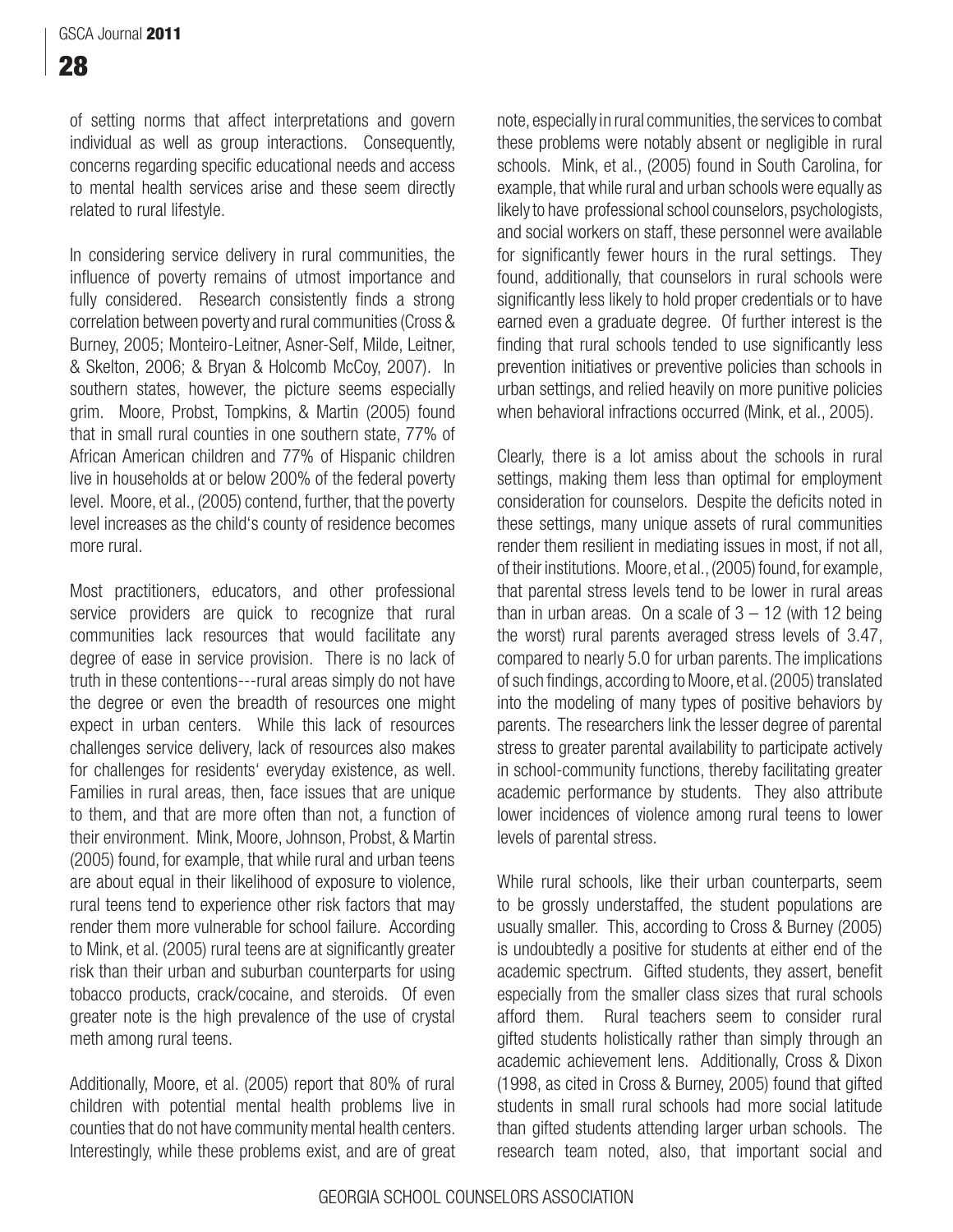of setting norms that affect interpretations and govern individual as well as group interactions. Consequently, concerns regarding specific educational needs and access to mental health services arise and these seem directly related to rural lifestyle.

In considering service delivery in rural communities, the influence of poverty remains of utmost importance and fully considered. Research consistently finds a strong correlation between poverty and rural communities (Cross & Burney, 2005; Monteiro-Leitner, Asner-Self, Milde, Leitner, & Skelton, 2006; & Bryan & Holcomb McCoy, 2007). In southern states, however, the picture seems especially grim. Moore, Probst, Tompkins, & Martin (2005) found that in small rural counties in one southern state, 77% of African American children and 77% of Hispanic children live in households at or below 200% of the federal poverty level. Moore, et al., (2005) contend, further, that the poverty level increases as the child's county of residence becomes more rural.

Most practitioners, educators, and other professional service providers are quick to recognize that rural communities lack resources that would facilitate any degree of ease in service provision. There is no lack of truth in these contentions---rural areas simply do not have the degree or even the breadth of resources one might expect in urban centers. While this lack of resources challenges service delivery, lack of resources also makes for challenges for residents' everyday existence, as well. Families in rural areas, then, face issues that are unique to them, and that are more often than not, a function of their environment. Mink, Moore, Johnson, Probst, & Martin (2005) found, for example, that while rural and urban teens are about equal in their likelihood of exposure to violence, rural teens tend to experience other risk factors that may render them more vulnerable for school failure. According to Mink, et al. (2005) rural teens are at significantly greater risk than their urban and suburban counterparts for using tobacco products, crack/cocaine, and steroids. Of even greater note is the high prevalence of the use of crystal meth among rural teens.

Additionally, Moore, et al. (2005) report that 80% of rural children with potential mental health problems live in counties that do not have community mental health centers. Interestingly, while these problems exist, and are of great note, especially in rural communities, the services to combat these problems were notably absent or negligible in rural schools. Mink, et al., (2005) found in South Carolina, for example, that while rural and urban schools were equally as likely to have professional school counselors, psychologists, and social workers on staff, these personnel were available for significantly fewer hours in the rural settings. They found, additionally, that counselors in rural schools were significantly less likely to hold proper credentials or to have earned even a graduate degree. Of further interest is the finding that rural schools tended to use significantly less prevention initiatives or preventive policies than schools in urban settings, and relied heavily on more punitive policies when behavioral infractions occurred (Mink, et al., 2005).

Clearly, there is a lot amiss about the schools in rural settings, making them less than optimal for employment consideration for counselors. Despite the deficits noted in these settings, many unique assets of rural communities render them resilient in mediating issues in most, if not all, of their institutions. Moore, et al., (2005) found, for example, that parental stress levels tend to be lower in rural areas than in urban areas. On a scale of 3 – 12 (with 12 being the worst) rural parents averaged stress levels of 3.47, compared to nearly 5.0 for urban parents. The implications of such findings, according to Moore, et al. (2005) translated into the modeling of many types of positive behaviors by parents. The researchers link the lesser degree of parental stress to greater parental availability to participate actively in school-community functions, thereby facilitating greater academic performance by students. They also attribute lower incidences of violence among rural teens to lower levels of parental stress.

While rural schools, like their urban counterparts, seem to be grossly understaffed, the student populations are usually smaller. This, according to Cross & Burney (2005) is undoubtedly a positive for students at either end of the academic spectrum. Gifted students, they assert, benefit especially from the smaller class sizes that rural schools afford them. Rural teachers seem to consider rural gifted students holistically rather than simply through an academic achievement lens. Additionally, Cross & Dixon (1998, as cited in Cross & Burney, 2005) found that gifted students in small rural schools had more social latitude than gifted students attending larger urban schools. The research team noted, also, that important social and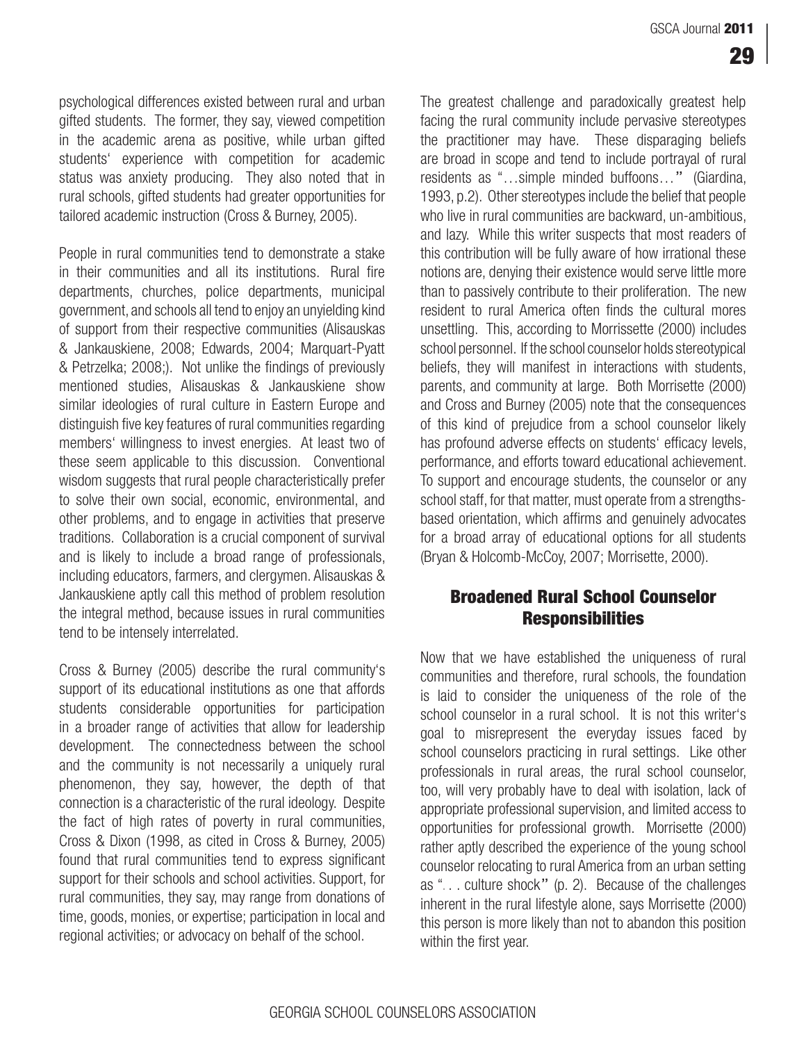psychological differences existed between rural and urban gifted students. The former, they say, viewed competition in the academic arena as positive, while urban gifted students' experience with competition for academic status was anxiety producing. They also noted that in rural schools, gifted students had greater opportunities for tailored academic instruction (Cross & Burney, 2005).

People in rural communities tend to demonstrate a stake in their communities and all its institutions. Rural fire departments, churches, police departments, municipal government, and schools all tend to enjoy an unyielding kind of support from their respective communities (Alisauskas & Jankauskiene, 2008; Edwards, 2004; Marquart-Pyatt & Petrzelka; 2008;). Not unlike the findings of previously mentioned studies, Alisauskas & Jankauskiene show similar ideologies of rural culture in Eastern Europe and distinguish five key features of rural communities regarding members' willingness to invest energies. At least two of these seem applicable to this discussion. Conventional wisdom suggests that rural people characteristically prefer to solve their own social, economic, environmental, and other problems, and to engage in activities that preserve traditions. Collaboration is a crucial component of survival and is likely to include a broad range of professionals, including educators, farmers, and clergymen. Alisauskas & Jankauskiene aptly call this method of problem resolution the integral method, because issues in rural communities tend to be intensely interrelated.

Cross & Burney (2005) describe the rural community's support of its educational institutions as one that affords students considerable opportunities for participation in a broader range of activities that allow for leadership development. The connectedness between the school and the community is not necessarily a uniquely rural phenomenon, they say, however, the depth of that connection is a characteristic of the rural ideology. Despite the fact of high rates of poverty in rural communities, Cross & Dixon (1998, as cited in Cross & Burney, 2005) found that rural communities tend to express significant support for their schools and school activities. Support, for rural communities, they say, may range from donations of time, goods, monies, or expertise; participation in local and regional activities; or advocacy on behalf of the school.

The greatest challenge and paradoxically greatest help facing the rural community include pervasive stereotypes the practitioner may have. These disparaging beliefs are broad in scope and tend to include portrayal of rural residents as "…simple minded buffoons…" (Giardina, 1993, p.2). Other stereotypes include the belief that people who live in rural communities are backward, un-ambitious, and lazy. While this writer suspects that most readers of this contribution will be fully aware of how irrational these notions are, denying their existence would serve little more than to passively contribute to their proliferation. The new resident to rural America often finds the cultural mores unsettling. This, according to Morrissette (2000) includes school personnel. If the school counselor holds stereotypical beliefs, they will manifest in interactions with students, parents, and community at large. Both Morrisette (2000) and Cross and Burney (2005) note that the consequences of this kind of prejudice from a school counselor likely has profound adverse effects on students' efficacy levels, performance, and efforts toward educational achievement. To support and encourage students, the counselor or any school staff, for that matter, must operate from a strengths-based orientation, which affirms and genuinely advocates for a broad array of educational options for all students (Bryan & Holcomb-McCoy, 2007; Morrisette, 2000).

## Broadened Rural School Counselor Responsibilities

Now that we have established the uniqueness of rural communities and therefore, rural schools, the foundation is laid to consider the uniqueness of the role of the school counselor in a rural school. It is not this writer's goal to misrepresent the everyday issues faced by school counselors practicing in rural settings. Like other professionals in rural areas, the rural school counselor, too, will very probably have to deal with isolation, lack of appropriate professional supervision, and limited access to opportunities for professional growth. Morrisette (2000) rather aptly described the experience of the young school counselor relocating to rural America from an urban setting as ". . . culture shock" (p. 2). Because of the challenges inherent in the rural lifestyle alone, says Morrisette (2000) this person is more likely than not to abandon this position within the first year.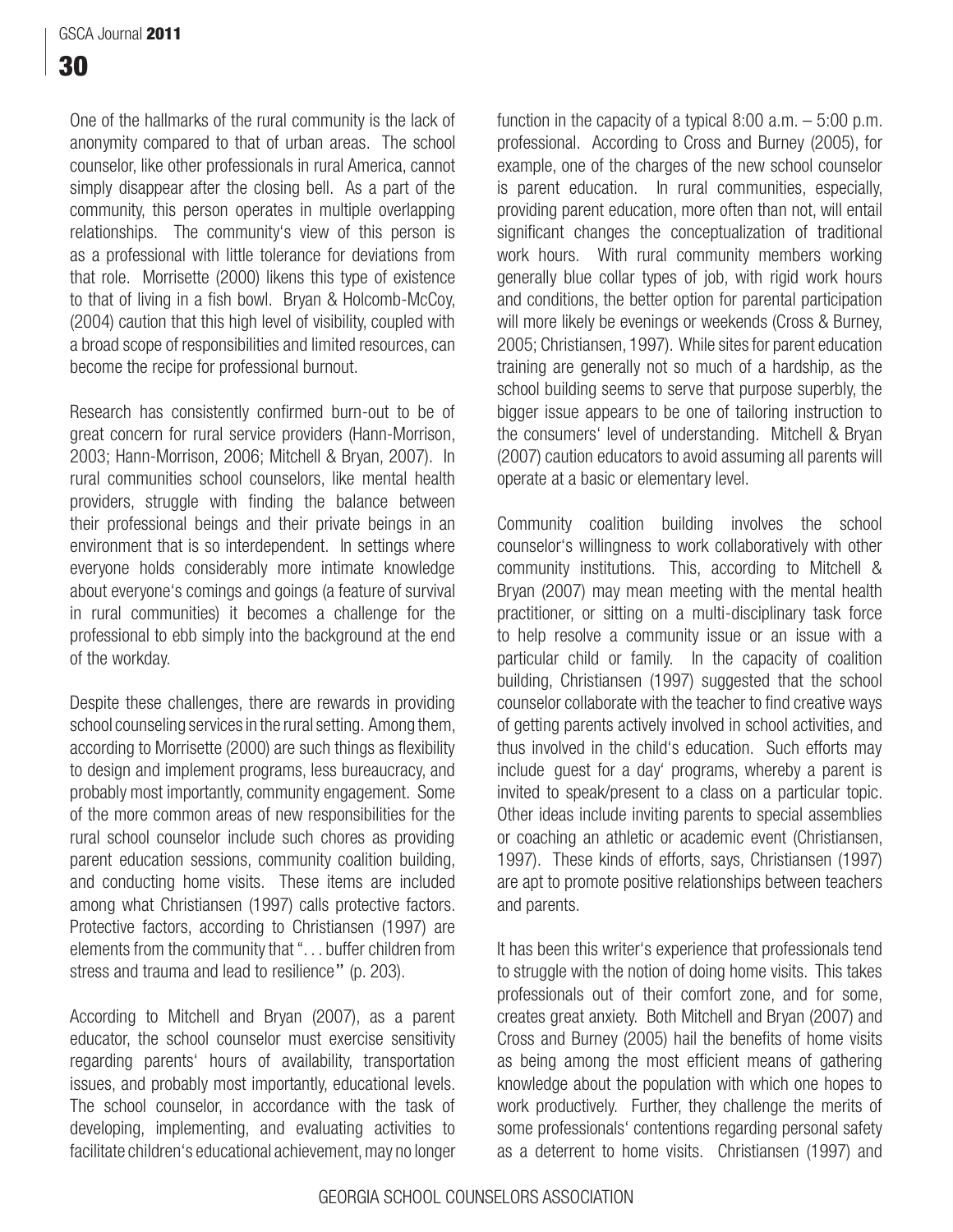One of the hallmarks of the rural community is the lack of anonymity compared to that of urban areas. The school counselor, like other professionals in rural America, cannot simply disappear after the closing bell. As a part of the community, this person operates in multiple overlapping relationships. The community's view of this person is as a professional with little tolerance for deviations from that role. Morrisette (2000) likens this type of existence to that of living in a fish bowl. Bryan & Holcomb-McCoy, (2004) caution that this high level of visibility, coupled with a broad scope of responsibilities and limited resources, can become the recipe for professional burnout.

Research has consistently confirmed burn-out to be of great concern for rural service providers (Hann-Morrison, 2003; Hann-Morrison, 2006; Mitchell & Bryan, 2007). In rural communities school counselors, like mental health providers, struggle with finding the balance between their professional beings and their private beings in an environment that is so interdependent. In settings where everyone holds considerably more intimate knowledge about everyone's comings and goings (a feature of survival in rural communities) it becomes a challenge for the professional to ebb simply into the background at the end of the workday.

Despite these challenges, there are rewards in providing school counseling services in the rural setting. Among them, according to Morrisette (2000) are such things as flexibility to design and implement programs, less bureaucracy, and probably most importantly, community engagement. Some of the more common areas of new responsibilities for the rural school counselor include such chores as providing parent education sessions, community coalition building, and conducting home visits. These items are included among what Christiansen (1997) calls protective factors. Protective factors, according to Christiansen (1997) are elements from the community that ". . . buffer children from stress and trauma and lead to resilience" (p. 203).

According to Mitchell and Bryan (2007), as a parent educator, the school counselor must exercise sensitivity regarding parents' hours of availability, transportation issues, and probably most importantly, educational levels. The school counselor, in accordance with the task of developing, implementing, and evaluating activities to facilitate children's educational achievement, may no longer function in the capacity of a typical 8:00 a.m. – 5:00 p.m. professional. According to Cross and Burney (2005), for example, one of the charges of the new school counselor is parent education. In rural communities, especially, providing parent education, more often than not, will entail significant changes the conceptualization of traditional work hours. With rural community members working generally blue collar types of job, with rigid work hours and conditions, the better option for parental participation will more likely be evenings or weekends (Cross & Burney, 2005; Christiansen, 1997). While sites for parent education training are generally not so much of a hardship, as the school building seems to serve that purpose superbly, the bigger issue appears to be one of tailoring instruction to the consumers' level of understanding. Mitchell & Bryan (2007) caution educators to avoid assuming all parents will operate at a basic or elementary level.

Community coalition building involves the school counselor's willingness to work collaboratively with other community institutions. This, according to Mitchell & Bryan (2007) may mean meeting with the mental health practitioner, or sitting on a multi-disciplinary task force to help resolve a community issue or an issue with a particular child or family. In the capacity of coalition building, Christiansen (1997) suggested that the school counselor collaborate with the teacher to find creative ways of getting parents actively involved in school activities, and thus involved in the child's education. Such efforts may include guest for a day' programs, whereby a parent is invited to speak/present to a class on a particular topic. Other ideas include inviting parents to special assemblies or coaching an athletic or academic event (Christiansen, 1997). These kinds of efforts, says, Christiansen (1997) are apt to promote positive relationships between teachers and parents.

It has been this writer's experience that professionals tend to struggle with the notion of doing home visits. This takes professionals out of their comfort zone, and for some, creates great anxiety. Both Mitchell and Bryan (2007) and Cross and Burney (2005) hail the benefits of home visits as being among the most efficient means of gathering knowledge about the population with which one hopes to work productively. Further, they challenge the merits of some professionals' contentions regarding personal safety as a deterrent to home visits. Christiansen (1997) and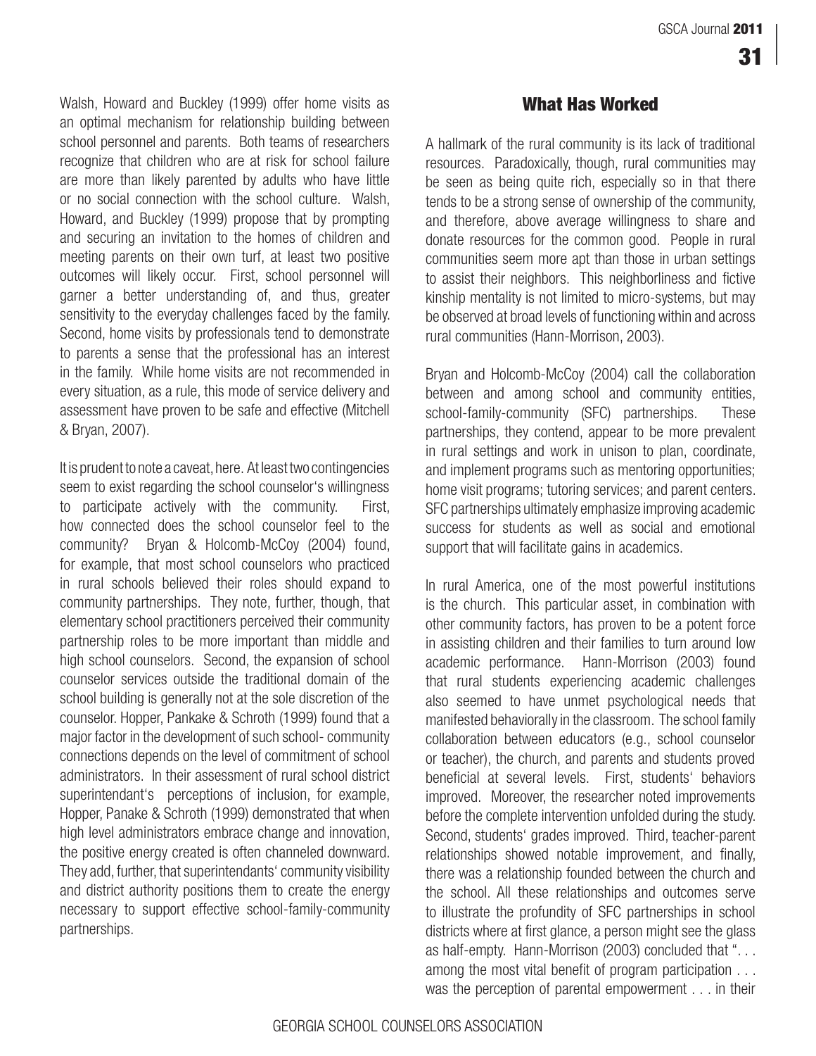Walsh, Howard and Buckley (1999) offer home visits as an optimal mechanism for relationship building between school personnel and parents. Both teams of researchers recognize that children who are at risk for school failure are more than likely parented by adults who have little or no social connection with the school culture. Walsh, Howard, and Buckley (1999) propose that by prompting and securing an invitation to the homes of children and meeting parents on their own turf, at least two positive outcomes will likely occur. First, school personnel will garner a better understanding of, and thus, greater sensitivity to the everyday challenges faced by the family. Second, home visits by professionals tend to demonstrate to parents a sense that the professional has an interest in the family. While home visits are not recommended in every situation, as a rule, this mode of service delivery and assessment have proven to be safe and effective (Mitchell & Bryan, 2007).

It is prudent to note a caveat, here. At least two contingencies seem to exist regarding the school counselor's willingness to participate actively with the community. First, how connected does the school counselor feel to the community? Bryan & Holcomb-McCoy (2004) found, for example, that most school counselors who practiced in rural schools believed their roles should expand to community partnerships. They note, further, though, that elementary school practitioners perceived their community partnership roles to be more important than middle and high school counselors. Second, the expansion of school counselor services outside the traditional domain of the school building is generally not at the sole discretion of the counselor. Hopper, Pankake & Schroth (1999) found that a major factor in the development of such school- community connections depends on the level of commitment of school administrators. In their assessment of rural school district superintendant's perceptions of inclusion, for example, Hopper, Panake & Schroth (1999) demonstrated that when high level administrators embrace change and innovation, the positive energy created is often channeled downward. They add, further, that superintendants' community visibility and district authority positions them to create the energy necessary to support effective school-family-community partnerships.

## What Has Worked

A hallmark of the rural community is its lack of traditional resources. Paradoxically, though, rural communities may be seen as being quite rich, especially so in that there tends to be a strong sense of ownership of the community, and therefore, above average willingness to share and donate resources for the common good. People in rural communities seem more apt than those in urban settings to assist their neighbors. This neighborliness and fictive kinship mentality is not limited to micro-systems, but may be observed at broad levels of functioning within and across rural communities (Hann-Morrison, 2003).

Bryan and Holcomb-McCoy (2004) call the collaboration between and among school and community entities, school-family-community (SFC) partnerships. These partnerships, they contend, appear to be more prevalent in rural settings and work in unison to plan, coordinate, and implement programs such as mentoring opportunities; home visit programs; tutoring services; and parent centers. SFC partnerships ultimately emphasize improving academic success for students as well as social and emotional support that will facilitate gains in academics.

In rural America, one of the most powerful institutions is the church. This particular asset, in combination with other community factors, has proven to be a potent force in assisting children and their families to turn around low academic performance. Hann-Morrison (2003) found that rural students experiencing academic challenges also seemed to have unmet psychological needs that manifested behaviorally in the classroom. The school family collaboration between educators (e.g., school counselor or teacher), the church, and parents and students proved beneficial at several levels. First, students' behaviors improved. Moreover, the researcher noted improvements before the complete intervention unfolded during the study. Second, students' grades improved. Third, teacher-parent relationships showed notable improvement, and finally, there was a relationship founded between the church and the school. All these relationships and outcomes serve to illustrate the profundity of SFC partnerships in school districts where at first glance, a person might see the glass as half-empty. Hann-Morrison (2003) concluded that ". . . among the most vital benefit of program participation . . . was the perception of parental empowerment . . . in their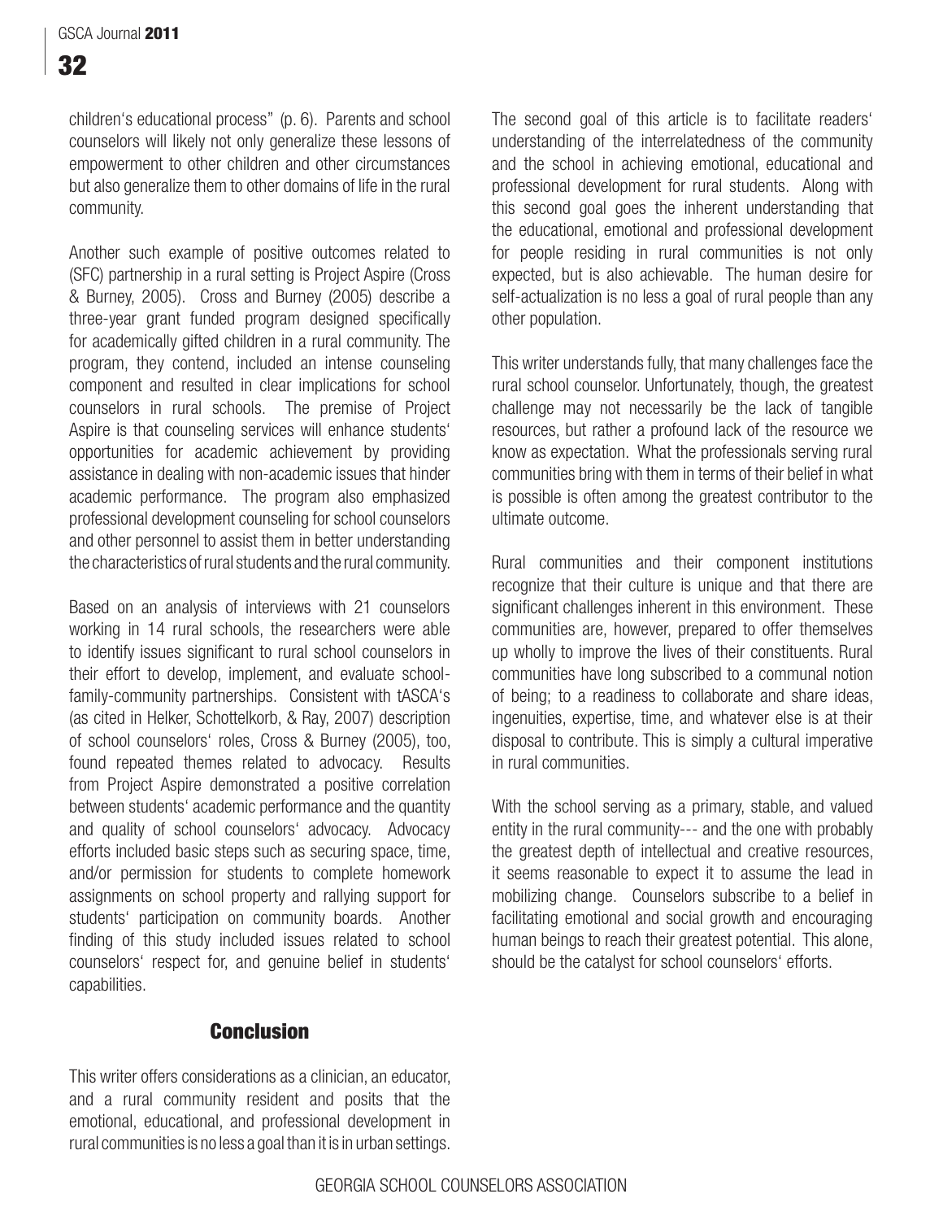children's educational process" (p. 6). Parents and school counselors will likely not only generalize these lessons of empowerment to other children and other circumstances but also generalize them to other domains of life in the rural community.

Another such example of positive outcomes related to (SFC) partnership in a rural setting is Project Aspire (Cross & Burney, 2005). Cross and Burney (2005) describe a three-year grant funded program designed specifically for academically gifted children in a rural community. The program, they contend, included an intense counseling component and resulted in clear implications for school counselors in rural schools. The premise of Project Aspire is that counseling services will enhance students' opportunities for academic achievement by providing assistance in dealing with non-academic issues that hinder academic performance. The program also emphasized professional development counseling for school counselors and other personnel to assist them in better understanding the characteristics of rural students and the rural community.

Based on an analysis of interviews with 21 counselors working in 14 rural schools, the researchers were able to identify issues significant to rural school counselors in their effort to develop, implement, and evaluate school-family-community partnerships. Consistent with tASCA's (as cited in Helker, Schottelkorb, & Ray, 2007) description of school counselors' roles, Cross & Burney (2005), too, found repeated themes related to advocacy. Results from Project Aspire demonstrated a positive correlation between students' academic performance and the quantity and quality of school counselors' advocacy. Advocacy efforts included basic steps such as securing space, time, and/or permission for students to complete homework assignments on school property and rallying support for students' participation on community boards. Another finding of this study included issues related to school counselors' respect for, and genuine belief in students' capabilities.

## Conclusion

This writer offers considerations as a clinician, an educator, and a rural community resident and posits that the emotional, educational, and professional development in rural communities is no less a goal than it is in urban settings. The second goal of this article is to facilitate readers' understanding of the interrelatedness of the community and the school in achieving emotional, educational and professional development for rural students. Along with this second goal goes the inherent understanding that the educational, emotional and professional development for people residing in rural communities is not only expected, but is also achievable. The human desire for self-actualization is no less a goal of rural people than any other population.

This writer understands fully, that many challenges face the rural school counselor. Unfortunately, though, the greatest challenge may not necessarily be the lack of tangible resources, but rather a profound lack of the resource we know as expectation. What the professionals serving rural communities bring with them in terms of their belief in what is possible is often among the greatest contributor to the ultimate outcome.

Rural communities and their component institutions recognize that their culture is unique and that there are significant challenges inherent in this environment. These communities are, however, prepared to offer themselves up wholly to improve the lives of their constituents. Rural communities have long subscribed to a communal notion of being; to a readiness to collaborate and share ideas, ingenuities, expertise, time, and whatever else is at their disposal to contribute. This is simply a cultural imperative in rural communities.

With the school serving as a primary, stable, and valued entity in the rural community--- and the one with probably the greatest depth of intellectual and creative resources, it seems reasonable to expect it to assume the lead in mobilizing change. Counselors subscribe to a belief in facilitating emotional and social growth and encouraging human beings to reach their greatest potential. This alone, should be the catalyst for school counselors' efforts.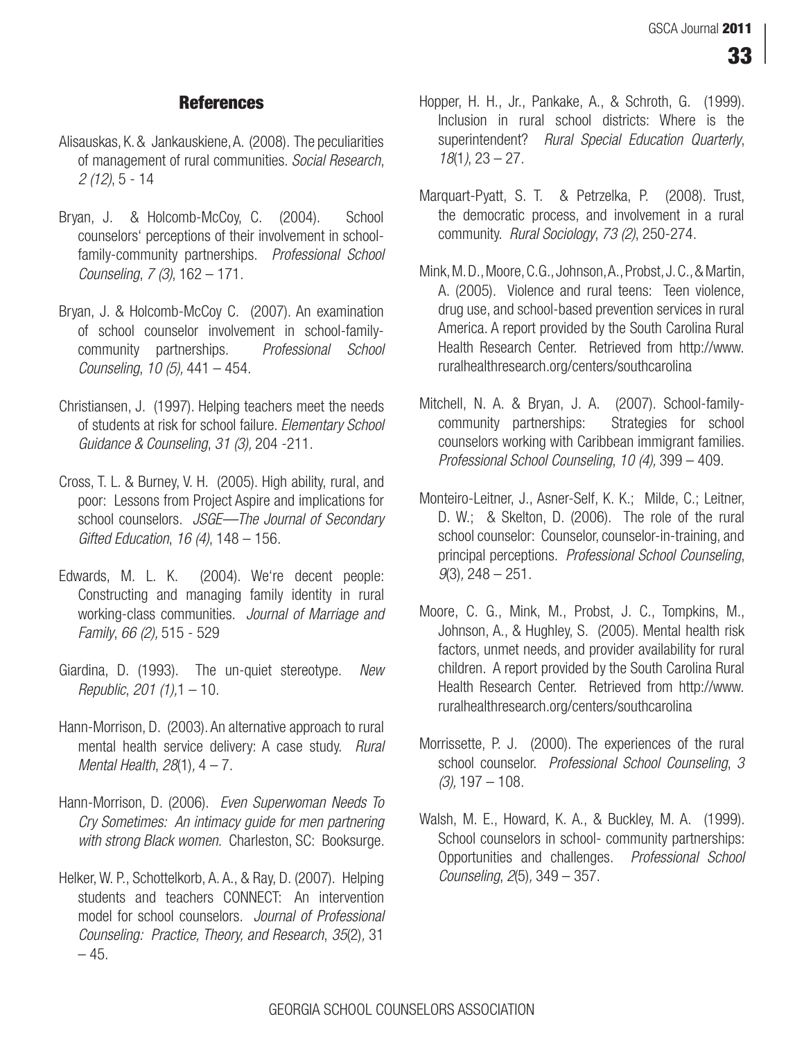## References

Alisauskas, K. & Jankauskiene, A. (2008). The peculiarities of management of rural communities. *Social Research*, *2 (12)*, 5 - 14

Bryan, J. & Holcomb-McCoy, C. (2004). School counselors' perceptions of their involvement in school-family-community partnerships. *Professional School Counseling*, *7 (3)*, 162 – 171.

Bryan, J. & Holcomb-McCoy C. (2007). An examination of school counselor involvement in school-family-community partnerships. *Professional School Counseling*, *10 (5),* 441 – 454.

Christiansen, J. (1997). Helping teachers meet the needs of students at risk for school failure. *Elementary School Guidance & Counseling*, *31 (3),* 204 -211.

Cross, T. L. & Burney, V. H. (2005). High ability, rural, and poor: Lessons from Project Aspire and implications for school counselors. *JSGE—The Journal of Secondary Gifted Education*, *16 (4)*, 148 – 156.

Edwards, M. L. K. (2004). We're decent people: Constructing and managing family identity in rural working-class communities. *Journal of Marriage and Family*, *66 (2),* 515 - 529

Giardina, D. (1993). The un-quiet stereotype. *New Republic*, *201 (1),*1 – 10.

Hann-Morrison, D. (2003). An alternative approach to rural mental health service delivery: A case study. *Rural Mental Health*, *28*(1)*,* 4 – 7.

Hann-Morrison, D. (2006). *Even Superwoman Needs To Cry Sometimes: An intimacy guide for men partnering with strong Black women*. Charleston, SC: Booksurge.

Helker, W. P., Schottelkorb, A. A., & Ray, D. (2007). Helping students and teachers CONNECT: An intervention model for school counselors. *Journal of Professional Counseling: Practice, Theory, and Research*, *35*(2)*,* 31 – 45.

Hopper, H. H., Jr., Pankake, A., & Schroth, G. (1999). Inclusion in rural school districts: Where is the superintendent? *Rural Special Education Quarterly*, *18*(1*)*, 23 – 27.

Marquart-Pyatt, S. T. & Petrzelka, P. (2008). Trust, the democratic process, and involvement in a rural community. *Rural Sociology*, *73 (2)*, 250-274.

Mink, M. D., Moore, C.G., Johnson, A., Probst, J. C., & Martin, A. (2005). Violence and rural teens: Teen violence, drug use, and school-based prevention services in rural America. A report provided by the South Carolina Rural Health Research Center. Retrieved from http://www.ruralhealthresearch.org/centers/southcarolina

Mitchell, N. A. & Bryan, J. A. (2007). School-family-community partnerships: Strategies for school counselors working with Caribbean immigrant families. *Professional School Counseling*, *10 (4),* 399 – 409.

Monteiro-Leitner, J., Asner-Self, K. K.; Milde, C.; Leitner, D. W.; & Skelton, D. (2006). The role of the rural school counselor: Counselor, counselor-in-training, and principal perceptions. *Professional School Counseling*, *9*(3)*,* 248 – 251.

Moore, C. G., Mink, M., Probst, J. C., Tompkins, M., Johnson, A., & Hughley, S. (2005). Mental health risk factors, unmet needs, and provider availability for rural children. A report provided by the South Carolina Rural Health Research Center. Retrieved from http://www.ruralhealthresearch.org/centers/southcarolina

Morrissette, P. J. (2000). The experiences of the rural school counselor. *Professional School Counseling*, *3 (3),* 197 – 108.

Walsh, M. E., Howard, K. A., & Buckley, M. A. (1999). School counselors in school- community partnerships: Opportunities and challenges. *Professional School Counseling*, *2*(5)*,* 349 – 357.